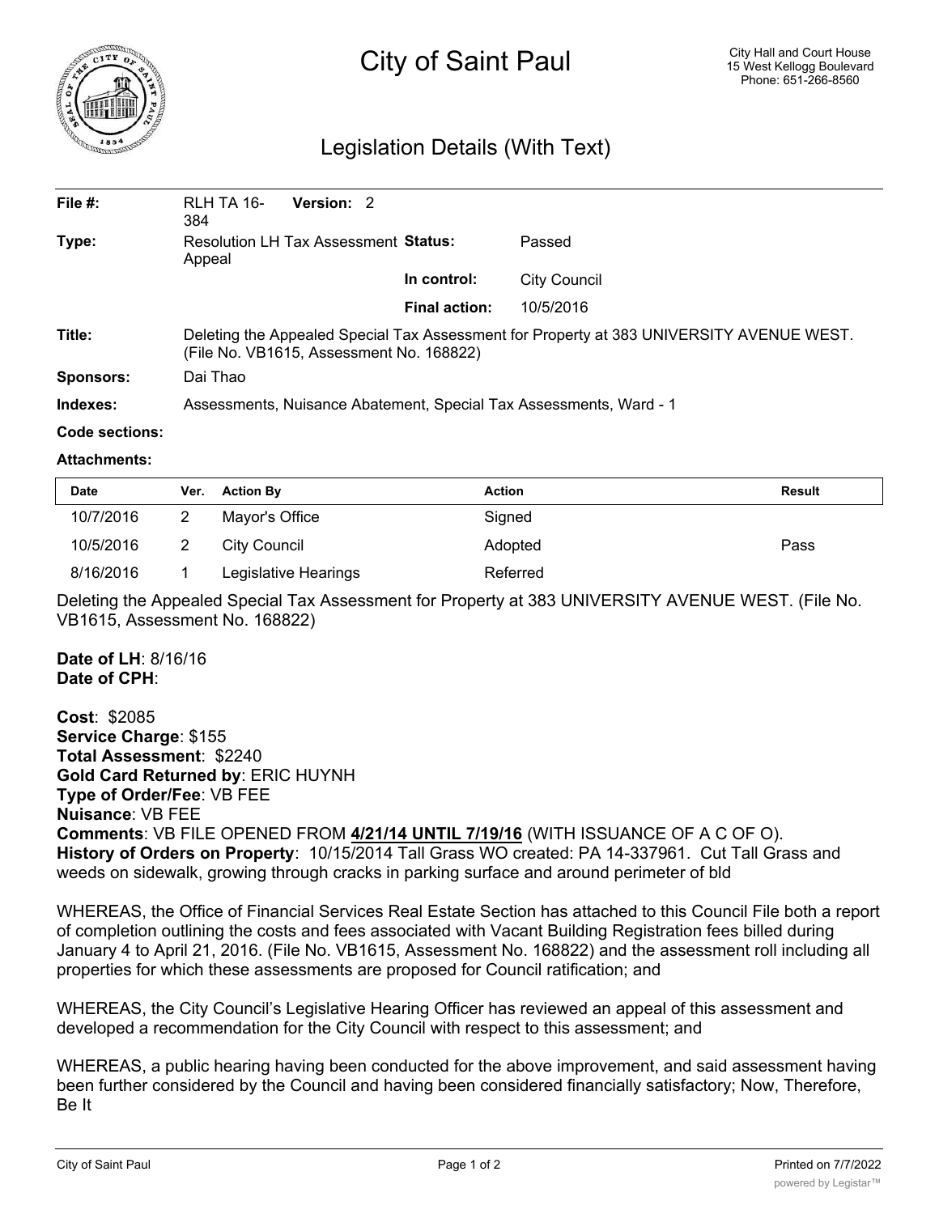# City of Saint Paul

City Hall and Court House
15 West Kellogg Boulevard
Phone: 651-266-8560

## Legislation Details (With Text)

| | | | |
|---|---|---|---|
| **File #:** | RLH TA 16-384 **Version:** 2 | | |
| **Type:** | Resolution LH Tax Assessment Appeal | **Status:** | Passed |
| | | **In control:** | City Council |
| | | **Final action:** | 10/5/2016 |
| **Title:** | Deleting the Appealed Special Tax Assessment for Property at 383 UNIVERSITY AVENUE WEST. (File No. VB1615, Assessment No. 168822) | | |
| **Sponsors:** | Dai Thao | | |
| **Indexes:** | Assessments, Nuisance Abatement, Special Tax Assessments, Ward - 1 | | |
| **Code sections:** | | | |
| **Attachments:** | | | |

| Date | Ver. | Action By | Action | Result |
|---|---|---|---|---|
| 10/7/2016 | 2 | Mayor's Office | Signed | |
| 10/5/2016 | 2 | City Council | Adopted | Pass |
| 8/16/2016 | 1 | Legislative Hearings | Referred | |

Deleting the Appealed Special Tax Assessment for Property at 383 UNIVERSITY AVENUE WEST. (File No. VB1615, Assessment No. 168822)

**Date of LH**: 8/16/16
**Date of CPH**:

**Cost**: $2085
**Service Charge**: $155
**Total Assessment**: $2240
**Gold Card Returned by**: ERIC HUYNH
**Type of Order/Fee**: VB FEE
**Nuisance**: VB FEE
**Comments**: VB FILE OPENED FROM **4/21/14 UNTIL 7/19/16** (WITH ISSUANCE OF A C OF O).
**History of Orders on Property**: 10/15/2014 Tall Grass WO created: PA 14-337961. Cut Tall Grass and weeds on sidewalk, growing through cracks in parking surface and around perimeter of bld

WHEREAS, the Office of Financial Services Real Estate Section has attached to this Council File both a report of completion outlining the costs and fees associated with Vacant Building Registration fees billed during January 4 to April 21, 2016. (File No. VB1615, Assessment No. 168822) and the assessment roll including all properties for which these assessments are proposed for Council ratification; and

WHEREAS, the City Council's Legislative Hearing Officer has reviewed an appeal of this assessment and developed a recommendation for the City Council with respect to this assessment; and

WHEREAS, a public hearing having been conducted for the above improvement, and said assessment having been further considered by the Council and having been considered financially satisfactory; Now, Therefore, Be It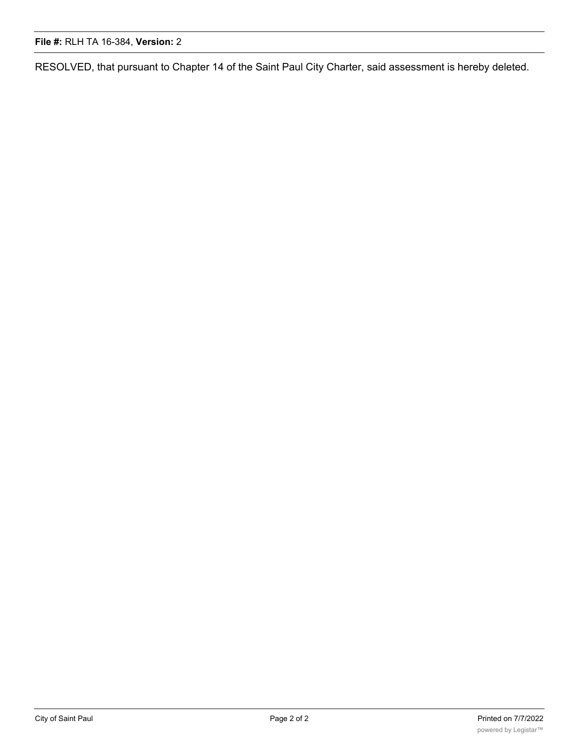RESOLVED, that pursuant to Chapter 14 of the Saint Paul City Charter, said assessment is hereby deleted.